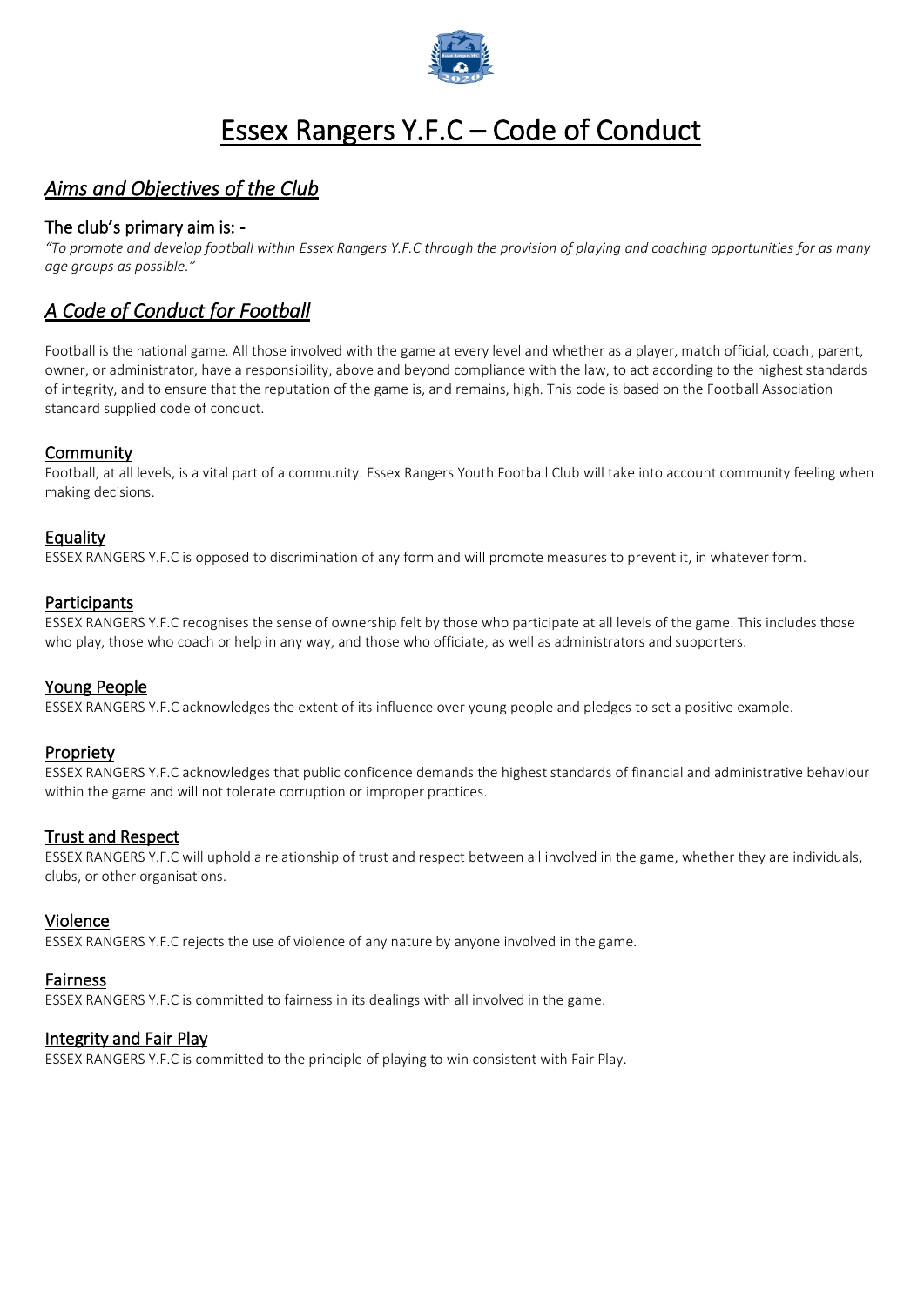# Essex Rangers Y.F.C – Code of Conduct

## *Aims and Objectives of the Club*

### The club's primary aim is: -

*"To promote and develop football within Essex Rangers Y.F.C through the provision of playing and coaching opportunities for as many age groups as possible."*

## *A Code of Conduct for Football*

Football is the national game. All those involved with the game at every level and whether as a player, match official, coach, parent, owner, or administrator, have a responsibility, above and beyond compliance with the law, to act according to the highest standards of integrity, and to ensure that the reputation of the game is, and remains, high. This code is based on the Football Association standard supplied code of conduct.

### Community

Football, at all levels, is a vital part of a community. Essex Rangers Youth Football Club will take into account community feeling when making decisions.

### Equality

ESSEX RANGERS Y.F.C is opposed to discrimination of any form and will promote measures to prevent it, in whatever form.

### Participants

ESSEX RANGERS Y.F.C recognises the sense of ownership felt by those who participate at all levels of the game. This includes those who play, those who coach or help in any way, and those who officiate, as well as administrators and supporters.

### Young People

ESSEX RANGERS Y.F.C acknowledges the extent of its influence over young people and pledges to set a positive example.

### Propriety

ESSEX RANGERS Y.F.C acknowledges that public confidence demands the highest standards of financial and administrative behaviour within the game and will not tolerate corruption or improper practices.

### Trust and Respect

ESSEX RANGERS Y.F.C will uphold a relationship of trust and respect between all involved in the game, whether they are individuals, clubs, or other organisations.

### Violence

ESSEX RANGERS Y.F.C rejects the use of violence of any nature by anyone involved in the game.

### Fairness

ESSEX RANGERS Y.F.C is committed to fairness in its dealings with all involved in the game.

### Integrity and Fair Play

ESSEX RANGERS Y.F.C is committed to the principle of playing to win consistent with Fair Play.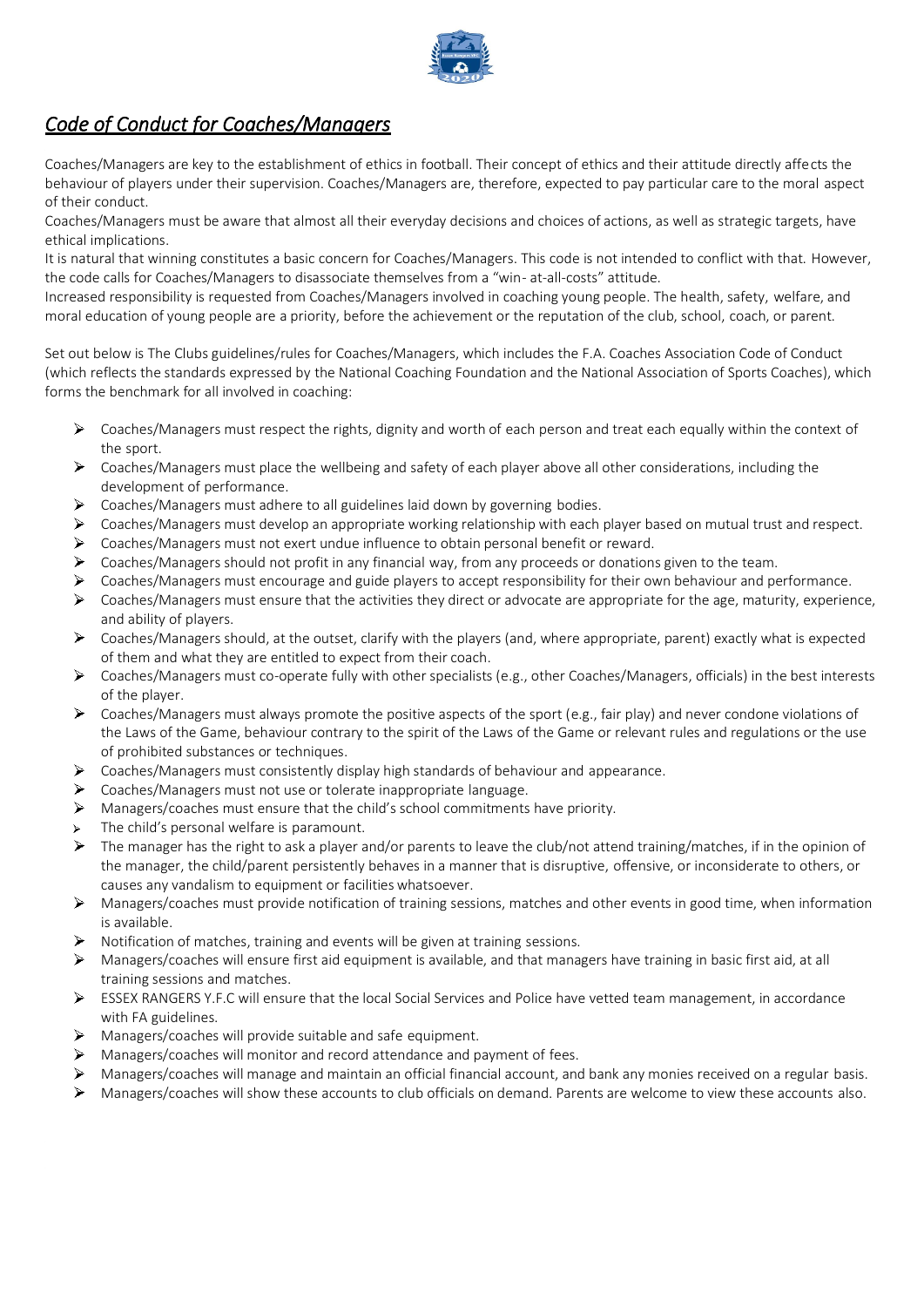# *Code of Conduct for Coaches/Managers*

Coaches/Managers are key to the establishment of ethics in football. Their concept of ethics and their attitude directly affects the behaviour of players under their supervision. Coaches/Managers are, therefore, expected to pay particular care to the moral aspect of their conduct.

Coaches/Managers must be aware that almost all their everyday decisions and choices of actions, as well as strategic targets, have ethical implications.

It is natural that winning constitutes a basic concern for Coaches/Managers. This code is not intended to conflict with that. However, the code calls for Coaches/Managers to disassociate themselves from a "win- at-all-costs" attitude.

Increased responsibility is requested from Coaches/Managers involved in coaching young people. The health, safety, welfare, and moral education of young people are a priority, before the achievement or the reputation of the club, school, coach, or parent.

Set out below is The Clubs guidelines/rules for Coaches/Managers, which includes the F.A. Coaches Association Code of Conduct (which reflects the standards expressed by the National Coaching Foundation and the National Association of Sports Coaches), which forms the benchmark for all involved in coaching:

- Coaches/Managers must respect the rights, dignity and worth of each person and treat each equally within the context of the sport.
- Coaches/Managers must place the wellbeing and safety of each player above all other considerations, including the development of performance.
- Coaches/Managers must adhere to all guidelines laid down by governing bodies.
- Coaches/Managers must develop an appropriate working relationship with each player based on mutual trust and respect.
- Coaches/Managers must not exert undue influence to obtain personal benefit or reward.
- Coaches/Managers should not profit in any financial way, from any proceeds or donations given to the team.
- Coaches/Managers must encourage and guide players to accept responsibility for their own behaviour and performance.
- Coaches/Managers must ensure that the activities they direct or advocate are appropriate for the age, maturity, experience, and ability of players.
- Coaches/Managers should, at the outset, clarify with the players (and, where appropriate, parent) exactly what is expected of them and what they are entitled to expect from their coach.
- Coaches/Managers must co-operate fully with other specialists (e.g., other Coaches/Managers, officials) in the best interests of the player.
- Coaches/Managers must always promote the positive aspects of the sport (e.g., fair play) and never condone violations of the Laws of the Game, behaviour contrary to the spirit of the Laws of the Game or relevant rules and regulations or the use of prohibited substances or techniques.
- Coaches/Managers must consistently display high standards of behaviour and appearance.
- Coaches/Managers must not use or tolerate inappropriate language.
- Managers/coaches must ensure that the child's school commitments have priority.
- The child's personal welfare is paramount.
- The manager has the right to ask a player and/or parents to leave the club/not attend training/matches, if in the opinion of the manager, the child/parent persistently behaves in a manner that is disruptive, offensive, or inconsiderate to others, or causes any vandalism to equipment or facilities whatsoever.
- Managers/coaches must provide notification of training sessions, matches and other events in good time, when information is available.
- Notification of matches, training and events will be given at training sessions.
- Managers/coaches will ensure first aid equipment is available, and that managers have training in basic first aid, at all training sessions and matches.
- ESSEX RANGERS Y.F.C will ensure that the local Social Services and Police have vetted team management, in accordance with FA guidelines.
- Managers/coaches will provide suitable and safe equipment.
- Managers/coaches will monitor and record attendance and payment of fees.
- Managers/coaches will manage and maintain an official financial account, and bank any monies received on a regular basis.
- Managers/coaches will show these accounts to club officials on demand. Parents are welcome to view these accounts also.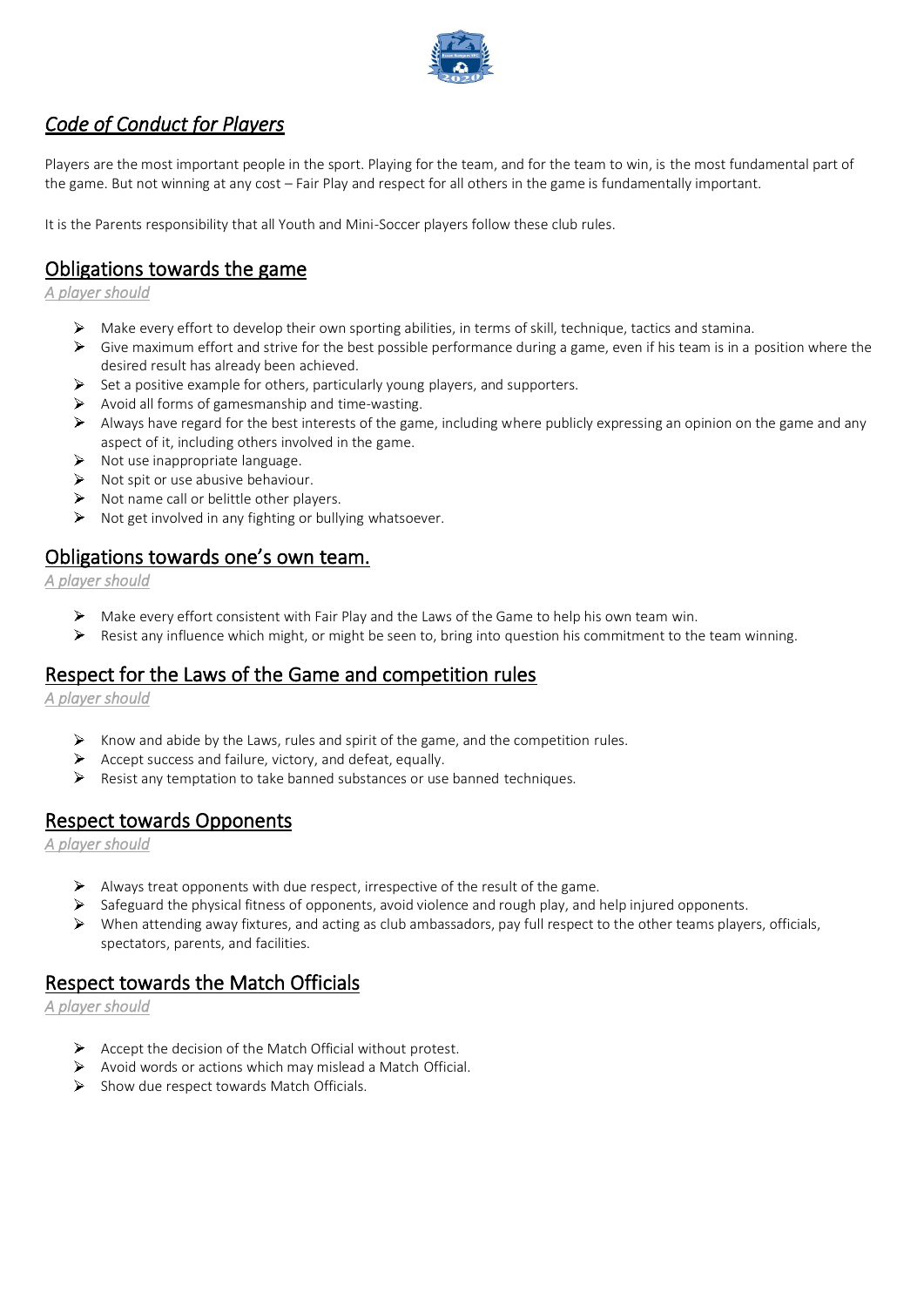# *Code of Conduct for Players*

Players are the most important people in the sport. Playing for the team, and for the team to win, is the most fundamental part of the game. But not winning at any cost – Fair Play and respect for all others in the game is fundamentally important.

It is the Parents responsibility that all Youth and Mini-Soccer players follow these club rules.

## Obligations towards the game

*A player should*

- Make every effort to develop their own sporting abilities, in terms of skill, technique, tactics and stamina.
- Give maximum effort and strive for the best possible performance during a game, even if his team is in a position where the desired result has already been achieved.
- Set a positive example for others, particularly young players, and supporters.
- Avoid all forms of gamesmanship and time-wasting.
- Always have regard for the best interests of the game, including where publicly expressing an opinion on the game and any aspect of it, including others involved in the game.
- Not use inappropriate language.
- Not spit or use abusive behaviour.
- Not name call or belittle other players.
- Not get involved in any fighting or bullying whatsoever.

## Obligations towards one's own team.

*A player should*

- Make every effort consistent with Fair Play and the Laws of the Game to help his own team win.
- Resist any influence which might, or might be seen to, bring into question his commitment to the team winning.

## Respect for the Laws of the Game and competition rules

*A player should*

- Know and abide by the Laws, rules and spirit of the game, and the competition rules.
- Accept success and failure, victory, and defeat, equally.
- Resist any temptation to take banned substances or use banned techniques.

## Respect towards Opponents

*A player should*

- Always treat opponents with due respect, irrespective of the result of the game.
- Safeguard the physical fitness of opponents, avoid violence and rough play, and help injured opponents.
- When attending away fixtures, and acting as club ambassadors, pay full respect to the other teams players, officials, spectators, parents, and facilities.

## Respect towards the Match Officials

*A player should*

- Accept the decision of the Match Official without protest.
- Avoid words or actions which may mislead a Match Official.
- Show due respect towards Match Officials.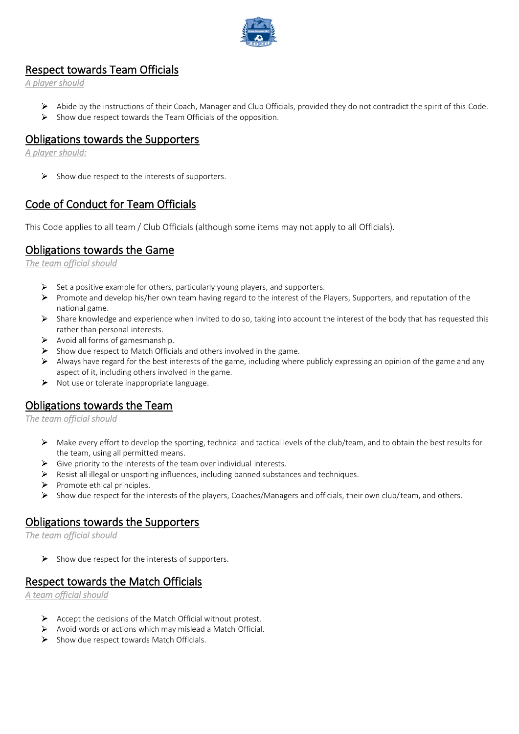## Respect towards Team Officials

*A player should*

- Abide by the instructions of their Coach, Manager and Club Officials, provided they do not contradict the spirit of this Code.
- Show due respect towards the Team Officials of the opposition.

## Obligations towards the Supporters

*A player should:*

- Show due respect to the interests of supporters.

## Code of Conduct for Team Officials

This Code applies to all team / Club Officials (although some items may not apply to all Officials).

## Obligations towards the Game

*The team official should*

- Set a positive example for others, particularly young players, and supporters.
- Promote and develop his/her own team having regard to the interest of the Players, Supporters, and reputation of the national game.
- Share knowledge and experience when invited to do so, taking into account the interest of the body that has requested this rather than personal interests.
- Avoid all forms of gamesmanship.
- Show due respect to Match Officials and others involved in the game.
- Always have regard for the best interests of the game, including where publicly expressing an opinion of the game and any aspect of it, including others involved in the game.
- Not use or tolerate inappropriate language.

## Obligations towards the Team

*The team official should*

- Make every effort to develop the sporting, technical and tactical levels of the club/team, and to obtain the best results for the team, using all permitted means.
- Give priority to the interests of the team over individual interests.
- Resist all illegal or unsporting influences, including banned substances and techniques.
- Promote ethical principles.
- Show due respect for the interests of the players, Coaches/Managers and officials, their own club/team, and others.

## Obligations towards the Supporters

*The team official should*

- Show due respect for the interests of supporters.

## Respect towards the Match Officials

*A team official should*

- Accept the decisions of the Match Official without protest.
- Avoid words or actions which may mislead a Match Official.
- Show due respect towards Match Officials.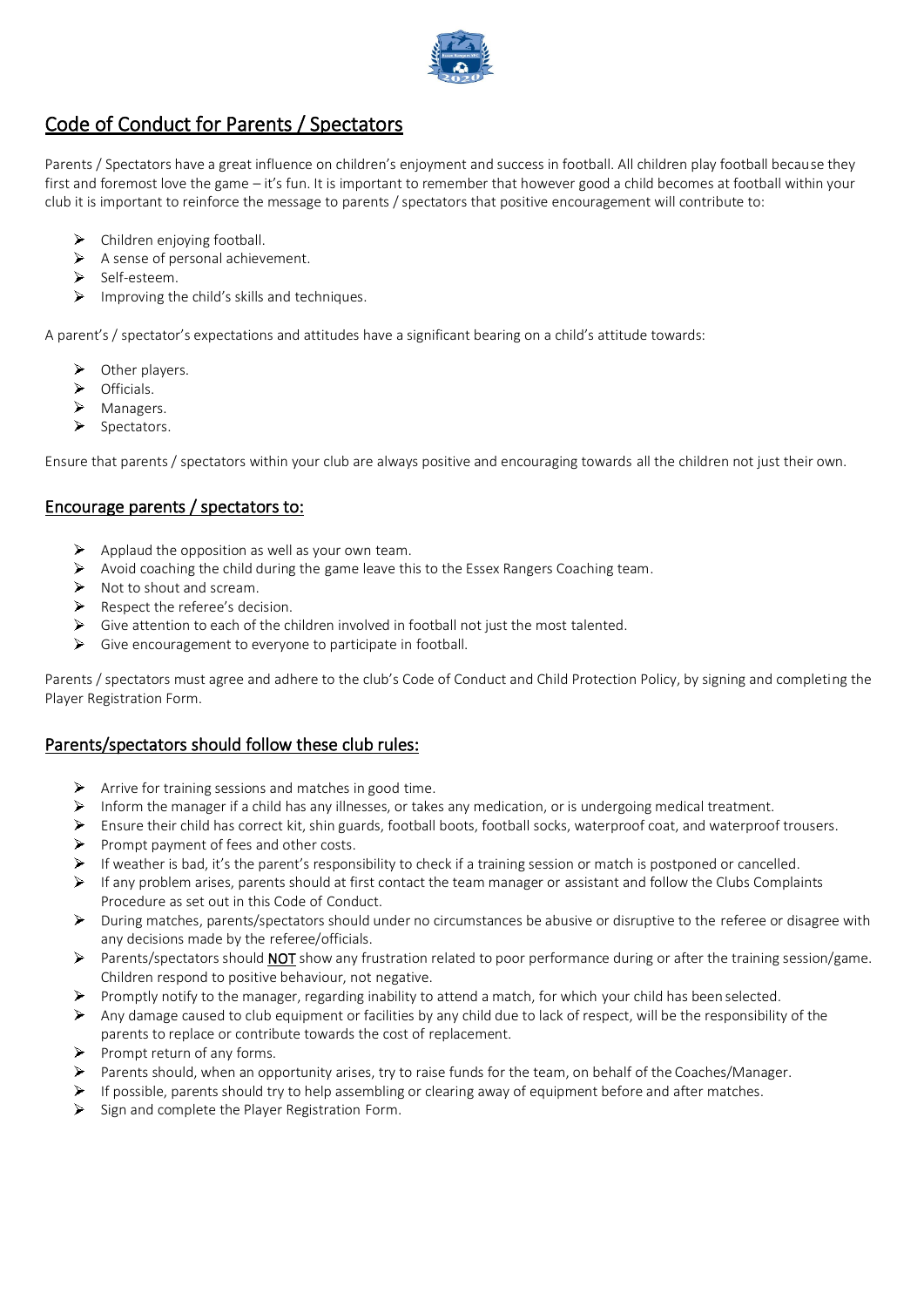## Code of Conduct for Parents / Spectators

Parents / Spectators have a great influence on children's enjoyment and success in football. All children play football because they first and foremost love the game – it's fun. It is important to remember that however good a child becomes at football within your club it is important to reinforce the message to parents / spectators that positive encouragement will contribute to:

- Children enjoying football.
- A sense of personal achievement.
- Self-esteem.
- Improving the child's skills and techniques.

A parent's / spectator's expectations and attitudes have a significant bearing on a child's attitude towards:

- Other players.
- Officials.
- Managers.
- Spectators.

Ensure that parents / spectators within your club are always positive and encouraging towards all the children not just their own.

### Encourage parents / spectators to:

- Applaud the opposition as well as your own team.
- Avoid coaching the child during the game leave this to the Essex Rangers Coaching team.
- Not to shout and scream.
- Respect the referee's decision.
- Give attention to each of the children involved in football not just the most talented.
- Give encouragement to everyone to participate in football.

Parents / spectators must agree and adhere to the club's Code of Conduct and Child Protection Policy, by signing and completing the Player Registration Form.

### Parents/spectators should follow these club rules:

- Arrive for training sessions and matches in good time.
- Inform the manager if a child has any illnesses, or takes any medication, or is undergoing medical treatment.
- Ensure their child has correct kit, shin guards, football boots, football socks, waterproof coat, and waterproof trousers.
- Prompt payment of fees and other costs.
- If weather is bad, it's the parent's responsibility to check if a training session or match is postponed or cancelled.
- If any problem arises, parents should at first contact the team manager or assistant and follow the Clubs Complaints Procedure as set out in this Code of Conduct.
- During matches, parents/spectators should under no circumstances be abusive or disruptive to the referee or disagree with any decisions made by the referee/officials.
- Parents/spectators should **NOT** show any frustration related to poor performance during or after the training session/game. Children respond to positive behaviour, not negative.
- Promptly notify to the manager, regarding inability to attend a match, for which your child has been selected.
- Any damage caused to club equipment or facilities by any child due to lack of respect, will be the responsibility of the parents to replace or contribute towards the cost of replacement.
- Prompt return of any forms.
- Parents should, when an opportunity arises, try to raise funds for the team, on behalf of the Coaches/Manager.
- If possible, parents should try to help assembling or clearing away of equipment before and after matches.
- Sign and complete the Player Registration Form.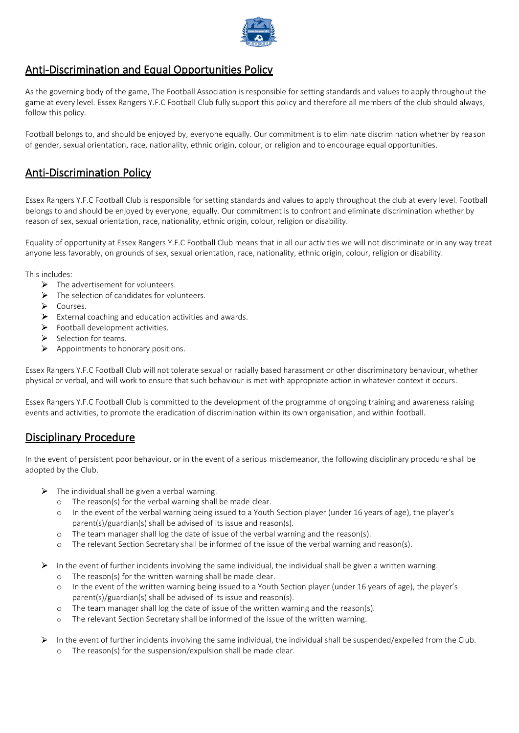## Anti-Discrimination and Equal Opportunities Policy

As the governing body of the game, The Football Association is responsible for setting standards and values to apply throughout the game at every level. Essex Rangers Y.F.C Football Club fully support this policy and therefore all members of the club should always, follow this policy.

Football belongs to, and should be enjoyed by, everyone equally. Our commitment is to eliminate discrimination whether by reason of gender, sexual orientation, race, nationality, ethnic origin, colour, or religion and to encourage equal opportunities.

## Anti-Discrimination Policy

Essex Rangers Y.F.C Football Club is responsible for setting standards and values to apply throughout the club at every level. Football belongs to and should be enjoyed by everyone, equally. Our commitment is to confront and eliminate discrimination whether by reason of sex, sexual orientation, race, nationality, ethnic origin, colour, religion or disability.

Equality of opportunity at Essex Rangers Y.F.C Football Club means that in all our activities we will not discriminate or in any way treat anyone less favorably, on grounds of sex, sexual orientation, race, nationality, ethnic origin, colour, religion or disability.

This includes:

- The advertisement for volunteers.
- The selection of candidates for volunteers.
- Courses.
- External coaching and education activities and awards.
- Football development activities.
- Selection for teams.
- Appointments to honorary positions.

Essex Rangers Y.F.C Football Club will not tolerate sexual or racially based harassment or other discriminatory behaviour, whether physical or verbal, and will work to ensure that such behaviour is met with appropriate action in whatever context it occurs.

Essex Rangers Y.F.C Football Club is committed to the development of the programme of ongoing training and awareness raising events and activities, to promote the eradication of discrimination within its own organisation, and within football.

## Disciplinary Procedure

In the event of persistent poor behaviour, or in the event of a serious misdemeanor, the following disciplinary procedure shall be adopted by the Club.

- The individual shall be given a verbal warning.
  - The reason(s) for the verbal warning shall be made clear.
  - In the event of the verbal warning being issued to a Youth Section player (under 16 years of age), the player's parent(s)/guardian(s) shall be advised of its issue and reason(s).
  - The team manager shall log the date of issue of the verbal warning and the reason(s).
  - The relevant Section Secretary shall be informed of the issue of the verbal warning and reason(s).

- In the event of further incidents involving the same individual, the individual shall be given a written warning.
  - The reason(s) for the written warning shall be made clear.
  - In the event of the written warning being issued to a Youth Section player (under 16 years of age), the player's parent(s)/guardian(s) shall be advised of its issue and reason(s).
  - The team manager shall log the date of issue of the written warning and the reason(s).
  - The relevant Section Secretary shall be informed of the issue of the written warning.

- In the event of further incidents involving the same individual, the individual shall be suspended/expelled from the Club.
  - The reason(s) for the suspension/expulsion shall be made clear.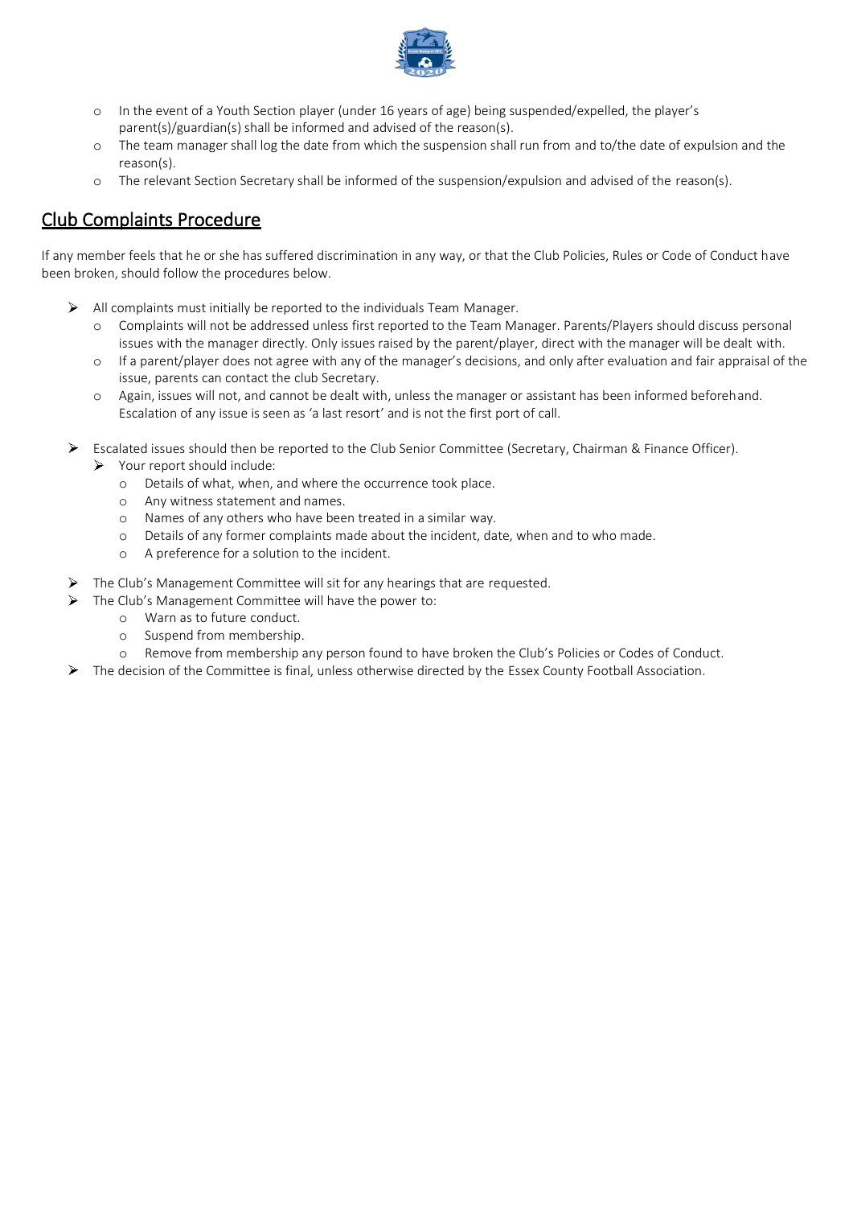- In the event of a Youth Section player (under 16 years of age) being suspended/expelled, the player's parent(s)/guardian(s) shall be informed and advised of the reason(s).
- The team manager shall log the date from which the suspension shall run from and to/the date of expulsion and the reason(s).
- The relevant Section Secretary shall be informed of the suspension/expulsion and advised of the reason(s).

## Club Complaints Procedure

If any member feels that he or she has suffered discrimination in any way, or that the Club Policies, Rules or Code of Conduct have been broken, should follow the procedures below.

- All complaints must initially be reported to the individuals Team Manager.
  - Complaints will not be addressed unless first reported to the Team Manager. Parents/Players should discuss personal issues with the manager directly. Only issues raised by the parent/player, direct with the manager will be dealt with.
  - If a parent/player does not agree with any of the manager's decisions, and only after evaluation and fair appraisal of the issue, parents can contact the club Secretary.
  - Again, issues will not, and cannot be dealt with, unless the manager or assistant has been informed beforehand. Escalation of any issue is seen as 'a last resort' and is not the first port of call.

- Escalated issues should then be reported to the Club Senior Committee (Secretary, Chairman & Finance Officer).
  - Your report should include:
    - Details of what, when, and where the occurrence took place.
    - Any witness statement and names.
    - Names of any others who have been treated in a similar way.
    - Details of any former complaints made about the incident, date, when and to who made.
    - A preference for a solution to the incident.

- The Club's Management Committee will sit for any hearings that are requested.
- The Club's Management Committee will have the power to:
  - Warn as to future conduct.
  - Suspend from membership.
  - Remove from membership any person found to have broken the Club's Policies or Codes of Conduct.
- The decision of the Committee is final, unless otherwise directed by the Essex County Football Association.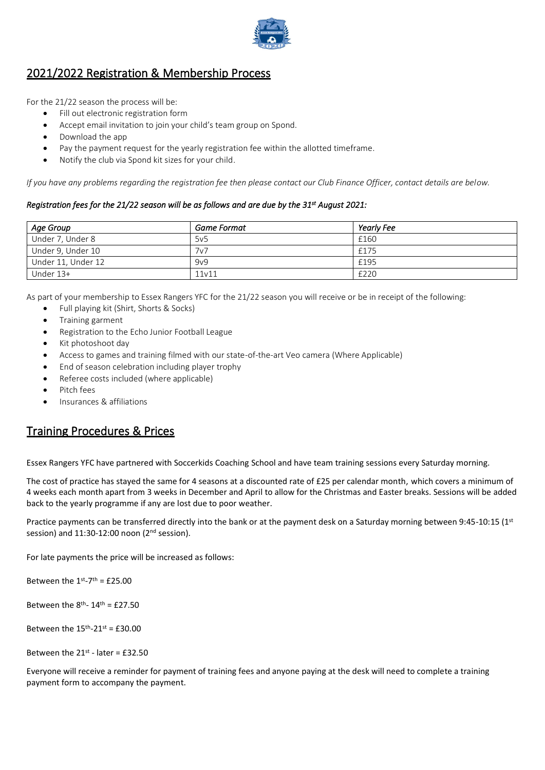## 2021/2022 Registration & Membership Process

For the 21/22 season the process will be:

- Fill out electronic registration form
- Accept email invitation to join your child's team group on Spond.
- Download the app
- Pay the payment request for the yearly registration fee within the allotted timeframe.
- Notify the club via Spond kit sizes for your child.

*If you have any problems regarding the registration fee then please contact our Club Finance Officer, contact details are below.*

***Registration fees for the 21/22 season will be as follows and are due by the 31st August 2021:***

| *Age Group* | *Game Format* | *Yearly Fee* |
|---|---|---|
| Under 7, Under 8 | 5v5 | £160 |
| Under 9, Under 10 | 7v7 | £175 |
| Under 11, Under 12 | 9v9 | £195 |
| Under 13+ | 11v11 | £220 |

As part of your membership to Essex Rangers YFC for the 21/22 season you will receive or be in receipt of the following:

- Full playing kit (Shirt, Shorts & Socks)
- Training garment
- Registration to the Echo Junior Football League
- Kit photoshoot day
- Access to games and training filmed with our state-of-the-art Veo camera (Where Applicable)
- End of season celebration including player trophy
- Referee costs included (where applicable)
- Pitch fees
- Insurances & affiliations

## Training Procedures & Prices

Essex Rangers YFC have partnered with Soccerkids Coaching School and have team training sessions every Saturday morning.

The cost of practice has stayed the same for 4 seasons at a discounted rate of £25 per calendar month, which covers a minimum of 4 weeks each month apart from 3 weeks in December and April to allow for the Christmas and Easter breaks. Sessions will be added back to the yearly programme if any are lost due to poor weather.

Practice payments can be transferred directly into the bank or at the payment desk on a Saturday morning between 9:45-10:15 (1st session) and 11:30-12:00 noon (2nd session).

For late payments the price will be increased as follows:

Between the 1st-7th = £25.00

Between the 8th- 14th = £27.50

Between the 15th-21st = £30.00

Between the 21st - later = £32.50

Everyone will receive a reminder for payment of training fees and anyone paying at the desk will need to complete a training payment form to accompany the payment.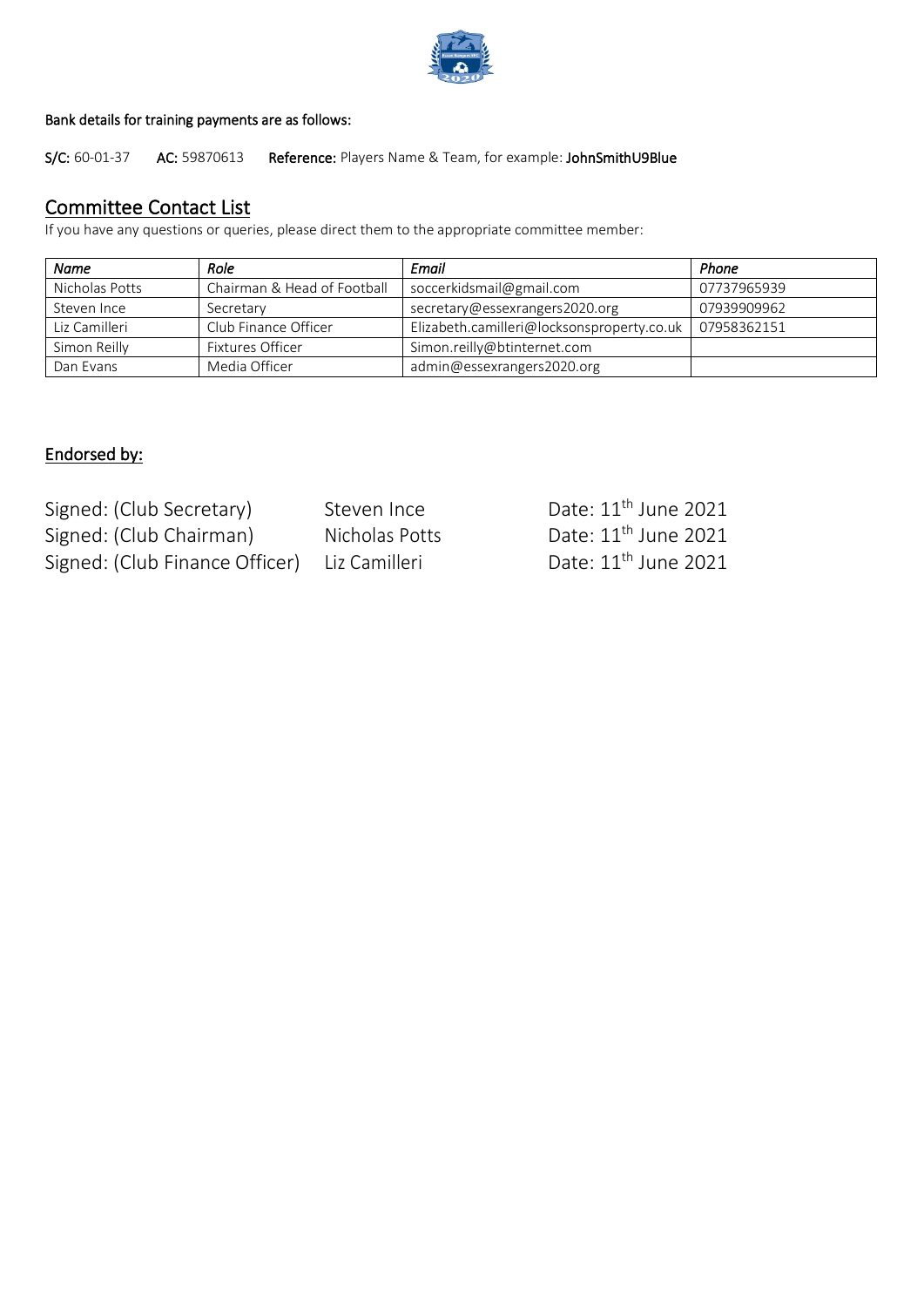**Bank details for training payments are as follows:**

**S/C:** 60-01-37 **AC:** 59870613 **Reference:** Players Name & Team, for example: **JohnSmithU9Blue**

## Committee Contact List

If you have any questions or queries, please direct them to the appropriate committee member:

| *Name* | *Role* | *Email* | *Phone* |
|---|---|---|---|
| Nicholas Potts | Chairman & Head of Football | soccerkidsmail@gmail.com | 07737965939 |
| Steven Ince | Secretary | secretary@essexrangers2020.org | 07939909962 |
| Liz Camilleri | Club Finance Officer | Elizabeth.camilleri@locksonsproperty.co.uk | 07958362151 |
| Simon Reilly | Fixtures Officer | Simon.reilly@btinternet.com | |
| Dan Evans | Media Officer | admin@essexrangers2020.org | |

## Endorsed by:

| | | |
|---|---|---|
| Signed: (Club Secretary) | Steven Ince | Date: 11th June 2021 |
| Signed: (Club Chairman) | Nicholas Potts | Date: 11th June 2021 |
| Signed: (Club Finance Officer) | Liz Camilleri | Date: 11th June 2021 |